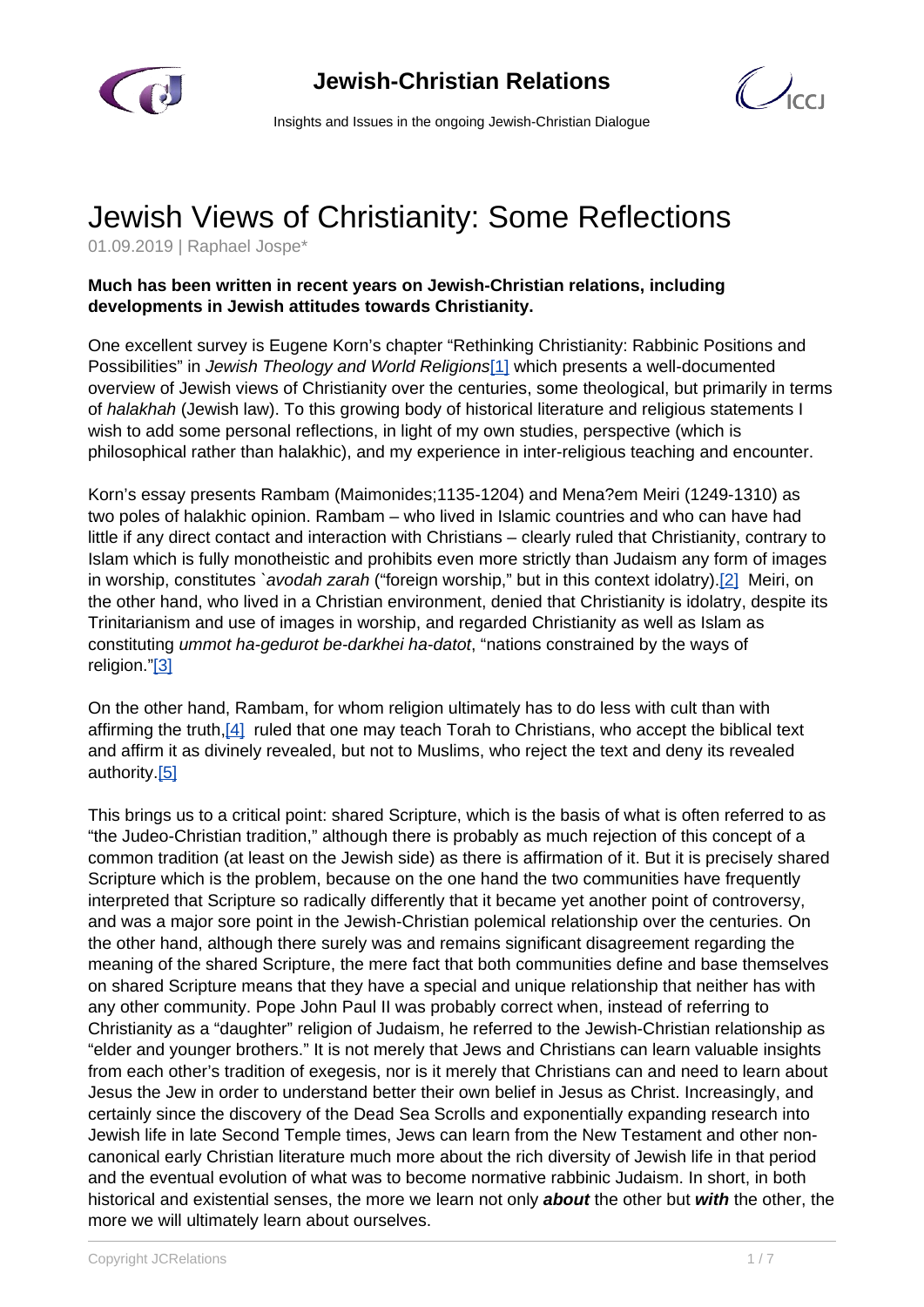# Jewish Views of Christianity: Some Reflections

01.09.2019 | Raphael Jospe*

**Much has been written in recent years on Jewish-Christian relations, including developments in Jewish attitudes towards Christianity.**

One excellent survey is Eugene Korn's chapter "Rethinking Christianity: Rabbinic Positions and Possibilities" in *Jewish Theology and World Religions*[1] which presents a well-documented overview of Jewish views of Christianity over the centuries, some theological, but primarily in terms of *halakhah* (Jewish law). To this growing body of historical literature and religious statements I wish to add some personal reflections, in light of my own studies, perspective (which is philosophical rather than halakhic), and my experience in inter-religious teaching and encounter.

Korn's essay presents Rambam (Maimonides;1135-1204) and Mena?em Meiri (1249-1310) as two poles of halakhic opinion. Rambam – who lived in Islamic countries and who can have had little if any direct contact and interaction with Christians – clearly ruled that Christianity, contrary to Islam which is fully monotheistic and prohibits even more strictly than Judaism any form of images in worship, constitutes *`avodah zarah* ("foreign worship," but in this context idolatry).[2] Meiri, on the other hand, who lived in a Christian environment, denied that Christianity is idolatry, despite its Trinitarianism and use of images in worship, and regarded Christianity as well as Islam as constituting *ummot ha-gedurot be-darkhei ha-datot*, "nations constrained by the ways of religion."[3]

On the other hand, Rambam, for whom religion ultimately has to do less with cult than with affirming the truth,[4] ruled that one may teach Torah to Christians, who accept the biblical text and affirm it as divinely revealed, but not to Muslims, who reject the text and deny its revealed authority.[5]

This brings us to a critical point: shared Scripture, which is the basis of what is often referred to as "the Judeo-Christian tradition," although there is probably as much rejection of this concept of a common tradition (at least on the Jewish side) as there is affirmation of it. But it is precisely shared Scripture which is the problem, because on the one hand the two communities have frequently interpreted that Scripture so radically differently that it became yet another point of controversy, and was a major sore point in the Jewish-Christian polemical relationship over the centuries. On the other hand, although there surely was and remains significant disagreement regarding the meaning of the shared Scripture, the mere fact that both communities define and base themselves on shared Scripture means that they have a special and unique relationship that neither has with any other community. Pope John Paul II was probably correct when, instead of referring to Christianity as a "daughter" religion of Judaism, he referred to the Jewish-Christian relationship as "elder and younger brothers." It is not merely that Jews and Christians can learn valuable insights from each other's tradition of exegesis, nor is it merely that Christians can and need to learn about Jesus the Jew in order to understand better their own belief in Jesus as Christ. Increasingly, and certainly since the discovery of the Dead Sea Scrolls and exponentially expanding research into Jewish life in late Second Temple times, Jews can learn from the New Testament and other non-canonical early Christian literature much more about the rich diversity of Jewish life in that period and the eventual evolution of what was to become normative rabbinic Judaism. In short, in both historical and existential senses, the more we learn not only ***about*** the other but ***with*** the other, the more we will ultimately learn about ourselves.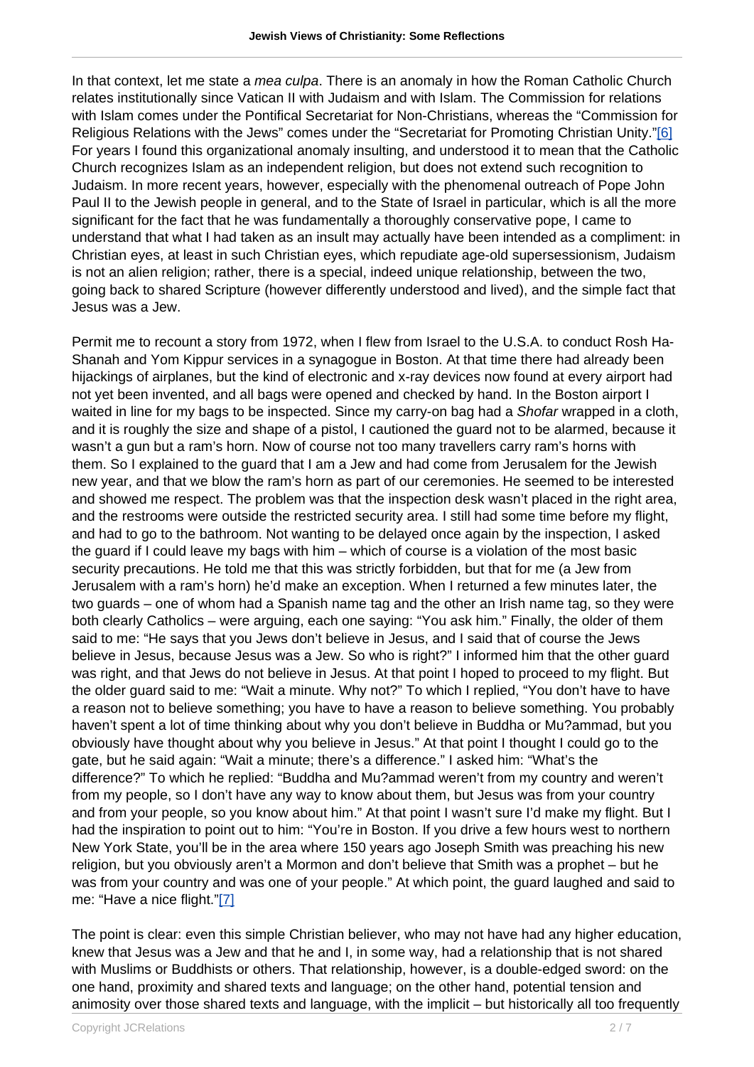In that context, let me state a *mea culpa*. There is an anomaly in how the Roman Catholic Church relates institutionally since Vatican II with Judaism and with Islam. The Commission for relations with Islam comes under the Pontifical Secretariat for Non-Christians, whereas the "Commission for Religious Relations with the Jews" comes under the "Secretariat for Promoting Christian Unity."[6] For years I found this organizational anomaly insulting, and understood it to mean that the Catholic Church recognizes Islam as an independent religion, but does not extend such recognition to Judaism. In more recent years, however, especially with the phenomenal outreach of Pope John Paul II to the Jewish people in general, and to the State of Israel in particular, which is all the more significant for the fact that he was fundamentally a thoroughly conservative pope, I came to understand that what I had taken as an insult may actually have been intended as a compliment: in Christian eyes, at least in such Christian eyes, which repudiate age-old supersessionism, Judaism is not an alien religion; rather, there is a special, indeed unique relationship, between the two, going back to shared Scripture (however differently understood and lived), and the simple fact that Jesus was a Jew.

Permit me to recount a story from 1972, when I flew from Israel to the U.S.A. to conduct Rosh Ha-Shanah and Yom Kippur services in a synagogue in Boston. At that time there had already been hijackings of airplanes, but the kind of electronic and x-ray devices now found at every airport had not yet been invented, and all bags were opened and checked by hand. In the Boston airport I waited in line for my bags to be inspected. Since my carry-on bag had a *Shofar* wrapped in a cloth, and it is roughly the size and shape of a pistol, I cautioned the guard not to be alarmed, because it wasn't a gun but a ram's horn. Now of course not too many travellers carry ram's horns with them. So I explained to the guard that I am a Jew and had come from Jerusalem for the Jewish new year, and that we blow the ram's horn as part of our ceremonies. He seemed to be interested and showed me respect. The problem was that the inspection desk wasn't placed in the right area, and the restrooms were outside the restricted security area. I still had some time before my flight, and had to go to the bathroom. Not wanting to be delayed once again by the inspection, I asked the guard if I could leave my bags with him – which of course is a violation of the most basic security precautions. He told me that this was strictly forbidden, but that for me (a Jew from Jerusalem with a ram's horn) he'd make an exception. When I returned a few minutes later, the two guards – one of whom had a Spanish name tag and the other an Irish name tag, so they were both clearly Catholics – were arguing, each one saying: "You ask him." Finally, the older of them said to me: "He says that you Jews don't believe in Jesus, and I said that of course the Jews believe in Jesus, because Jesus was a Jew. So who is right?" I informed him that the other guard was right, and that Jews do not believe in Jesus. At that point I hoped to proceed to my flight. But the older guard said to me: "Wait a minute. Why not?" To which I replied, "You don't have to have a reason not to believe something; you have to have a reason to believe something. You probably haven't spent a lot of time thinking about why you don't believe in Buddha or Mu?ammad, but you obviously have thought about why you believe in Jesus." At that point I thought I could go to the gate, but he said again: "Wait a minute; there's a difference." I asked him: "What's the difference?" To which he replied: "Buddha and Mu?ammad weren't from my country and weren't from my people, so I don't have any way to know about them, but Jesus was from your country and from your people, so you know about him." At that point I wasn't sure I'd make my flight. But I had the inspiration to point out to him: "You're in Boston. If you drive a few hours west to northern New York State, you'll be in the area where 150 years ago Joseph Smith was preaching his new religion, but you obviously aren't a Mormon and don't believe that Smith was a prophet – but he was from your country and was one of your people." At which point, the guard laughed and said to me: "Have a nice flight."[7]

The point is clear: even this simple Christian believer, who may not have had any higher education, knew that Jesus was a Jew and that he and I, in some way, had a relationship that is not shared with Muslims or Buddhists or others. That relationship, however, is a double-edged sword: on the one hand, proximity and shared texts and language; on the other hand, potential tension and animosity over those shared texts and language, with the implicit – but historically all too frequently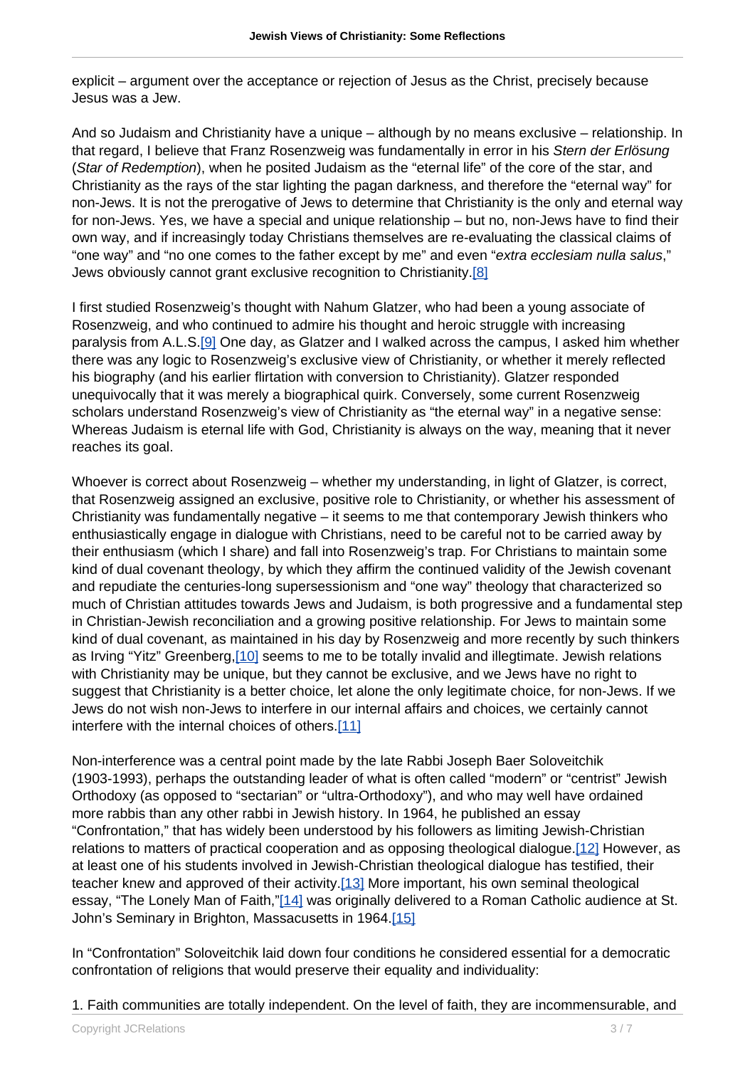explicit – argument over the acceptance or rejection of Jesus as the Christ, precisely because Jesus was a Jew.

And so Judaism and Christianity have a unique – although by no means exclusive – relationship. In that regard, I believe that Franz Rosenzweig was fundamentally in error in his *Stern der Erlösung* (*Star of Redemption*), when he posited Judaism as the "eternal life" of the core of the star, and Christianity as the rays of the star lighting the pagan darkness, and therefore the "eternal way" for non-Jews. It is not the prerogative of Jews to determine that Christianity is the only and eternal way for non-Jews. Yes, we have a special and unique relationship – but no, non-Jews have to find their own way, and if increasingly today Christians themselves are re-evaluating the classical claims of "one way" and "no one comes to the father except by me" and even "*extra ecclesiam nulla salus*," Jews obviously cannot grant exclusive recognition to Christianity.[8]

I first studied Rosenzweig's thought with Nahum Glatzer, who had been a young associate of Rosenzweig, and who continued to admire his thought and heroic struggle with increasing paralysis from A.L.S.[9] One day, as Glatzer and I walked across the campus, I asked him whether there was any logic to Rosenzweig's exclusive view of Christianity, or whether it merely reflected his biography (and his earlier flirtation with conversion to Christianity). Glatzer responded unequivocally that it was merely a biographical quirk. Conversely, some current Rosenzweig scholars understand Rosenzweig's view of Christianity as "the eternal way" in a negative sense: Whereas Judaism is eternal life with God, Christianity is always on the way, meaning that it never reaches its goal.

Whoever is correct about Rosenzweig – whether my understanding, in light of Glatzer, is correct, that Rosenzweig assigned an exclusive, positive role to Christianity, or whether his assessment of Christianity was fundamentally negative – it seems to me that contemporary Jewish thinkers who enthusiastically engage in dialogue with Christians, need to be careful not to be carried away by their enthusiasm (which I share) and fall into Rosenzweig's trap. For Christians to maintain some kind of dual covenant theology, by which they affirm the continued validity of the Jewish covenant and repudiate the centuries-long supersessionism and "one way" theology that characterized so much of Christian attitudes towards Jews and Judaism, is both progressive and a fundamental step in Christian-Jewish reconciliation and a growing positive relationship. For Jews to maintain some kind of dual covenant, as maintained in his day by Rosenzweig and more recently by such thinkers as Irving "Yitz" Greenberg,[10] seems to me to be totally invalid and illegitimate. Jewish relations with Christianity may be unique, but they cannot be exclusive, and we Jews have no right to suggest that Christianity is a better choice, let alone the only legitimate choice, for non-Jews. If we Jews do not wish non-Jews to interfere in our internal affairs and choices, we certainly cannot interfere with the internal choices of others.[11]

Non-interference was a central point made by the late Rabbi Joseph Baer Soloveitchik (1903-1993), perhaps the outstanding leader of what is often called "modern" or "centrist" Jewish Orthodoxy (as opposed to "sectarian" or "ultra-Orthodoxy"), and who may well have ordained more rabbis than any other rabbi in Jewish history. In 1964, he published an essay "Confrontation," that has widely been understood by his followers as limiting Jewish-Christian relations to matters of practical cooperation and as opposing theological dialogue.[12] However, as at least one of his students involved in Jewish-Christian theological dialogue has testified, their teacher knew and approved of their activity.[13] More important, his own seminal theological essay, "The Lonely Man of Faith,"[14] was originally delivered to a Roman Catholic audience at St. John's Seminary in Brighton, Massacusetts in 1964.[15]

In "Confrontation" Soloveitchik laid down four conditions he considered essential for a democratic confrontation of religions that would preserve their equality and individuality:

1. Faith communities are totally independent. On the level of faith, they are incommensurable, and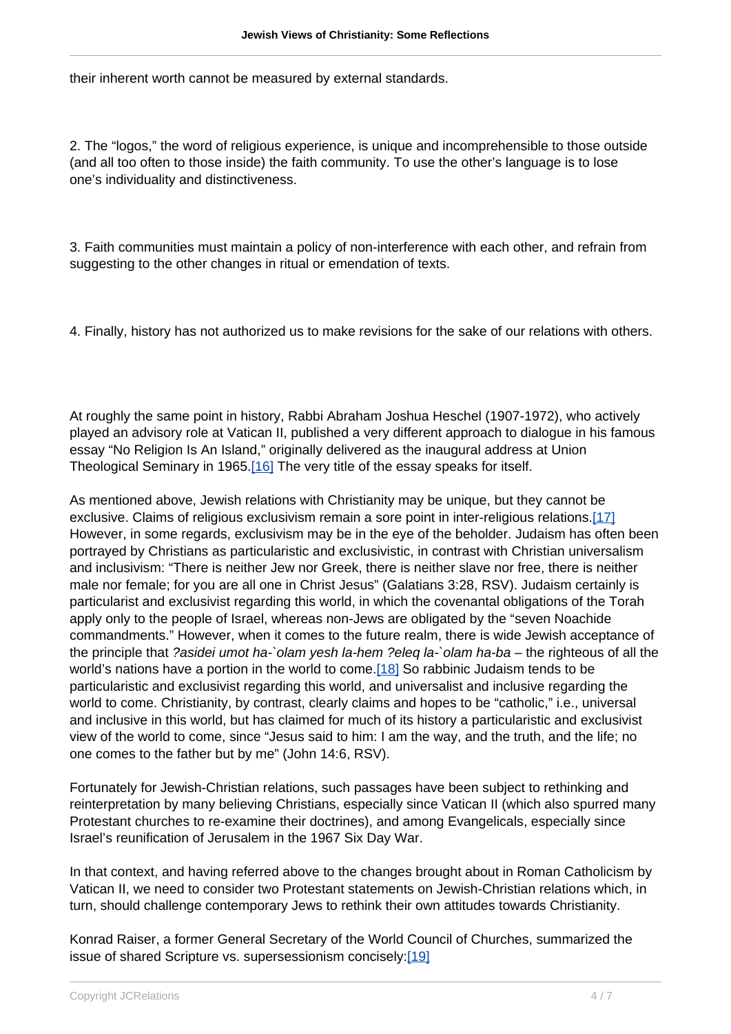their inherent worth cannot be measured by external standards.

2. The “logos,” the word of religious experience, is unique and incomprehensible to those outside (and all too often to those inside) the faith community. To use the other’s language is to lose one’s individuality and distinctiveness.

3. Faith communities must maintain a policy of non-interference with each other, and refrain from suggesting to the other changes in ritual or emendation of texts.

4. Finally, history has not authorized us to make revisions for the sake of our relations with others.

At roughly the same point in history, Rabbi Abraham Joshua Heschel (1907-1972), who actively played an advisory role at Vatican II, published a very different approach to dialogue in his famous essay “No Religion Is An Island,” originally delivered as the inaugural address at Union Theological Seminary in 1965.[16] The very title of the essay speaks for itself.

As mentioned above, Jewish relations with Christianity may be unique, but they cannot be exclusive. Claims of religious exclusivism remain a sore point in inter-religious relations.[17] However, in some regards, exclusivism may be in the eye of the beholder. Judaism has often been portrayed by Christians as particularistic and exclusivistic, in contrast with Christian universalism and inclusivism: “There is neither Jew nor Greek, there is neither slave nor free, there is neither male nor female; for you are all one in Christ Jesus” (Galatians 3:28, RSV). Judaism certainly is particularist and exclusivist regarding this world, in which the covenantal obligations of the Torah apply only to the people of Israel, whereas non-Jews are obligated by the “seven Noachide commandments.” However, when it comes to the future realm, there is wide Jewish acceptance of the principle that *?asidei umot ha-`olam yesh la-hem ?eleq la-`olam ha-ba* – the righteous of all the world’s nations have a portion in the world to come.[18] So rabbinic Judaism tends to be particularistic and exclusivist regarding this world, and universalist and inclusive regarding the world to come. Christianity, by contrast, clearly claims and hopes to be “catholic,” i.e., universal and inclusive in this world, but has claimed for much of its history a particularistic and exclusivist view of the world to come, since “Jesus said to him: I am the way, and the truth, and the life; no one comes to the father but by me” (John 14:6, RSV).

Fortunately for Jewish-Christian relations, such passages have been subject to rethinking and reinterpretation by many believing Christians, especially since Vatican II (which also spurred many Protestant churches to re-examine their doctrines), and among Evangelicals, especially since Israel’s reunification of Jerusalem in the 1967 Six Day War.

In that context, and having referred above to the changes brought about in Roman Catholicism by Vatican II, we need to consider two Protestant statements on Jewish-Christian relations which, in turn, should challenge contemporary Jews to rethink their own attitudes towards Christianity.

Konrad Raiser, a former General Secretary of the World Council of Churches, summarized the issue of shared Scripture vs. supersessionism concisely:[19]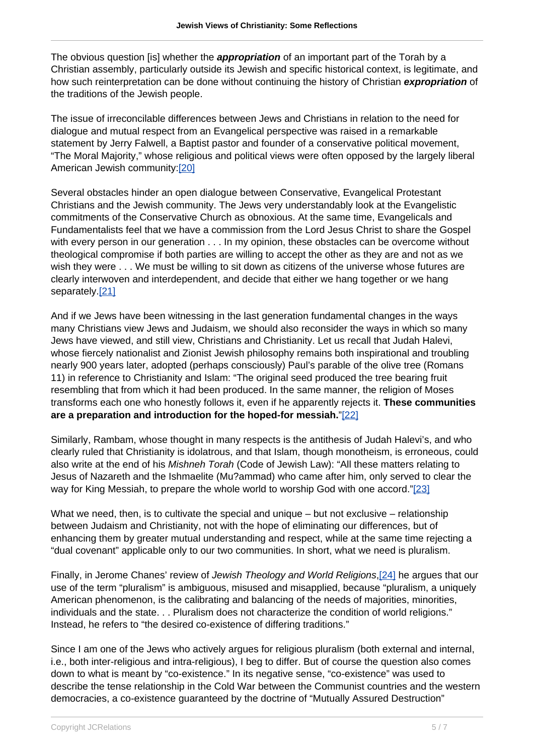The obvious question [is] whether the ***appropriation*** of an important part of the Torah by a Christian assembly, particularly outside its Jewish and specific historical context, is legitimate, and how such reinterpretation can be done without continuing the history of Christian ***expropriation*** of the traditions of the Jewish people.

The issue of irreconcilable differences between Jews and Christians in relation to the need for dialogue and mutual respect from an Evangelical perspective was raised in a remarkable statement by Jerry Falwell, a Baptist pastor and founder of a conservative political movement, "The Moral Majority," whose religious and political views were often opposed by the largely liberal American Jewish community:[20]

Several obstacles hinder an open dialogue between Conservative, Evangelical Protestant Christians and the Jewish community. The Jews very understandably look at the Evangelistic commitments of the Conservative Church as obnoxious. At the same time, Evangelicals and Fundamentalists feel that we have a commission from the Lord Jesus Christ to share the Gospel with every person in our generation . . . In my opinion, these obstacles can be overcome without theological compromise if both parties are willing to accept the other as they are and not as we wish they were . . . We must be willing to sit down as citizens of the universe whose futures are clearly interwoven and interdependent, and decide that either we hang together or we hang separately.[21]

And if we Jews have been witnessing in the last generation fundamental changes in the ways many Christians view Jews and Judaism, we should also reconsider the ways in which so many Jews have viewed, and still view, Christians and Christianity. Let us recall that Judah Halevi, whose fiercely nationalist and Zionist Jewish philosophy remains both inspirational and troubling nearly 900 years later, adopted (perhaps consciously) Paul's parable of the olive tree (Romans 11) in reference to Christianity and Islam: "The original seed produced the tree bearing fruit resembling that from which it had been produced. In the same manner, the religion of Moses transforms each one who honestly follows it, even if he apparently rejects it. **These communities are a preparation and introduction for the hoped-for messiah.**"[22]

Similarly, Rambam, whose thought in many respects is the antithesis of Judah Halevi's, and who clearly ruled that Christianity is idolatrous, and that Islam, though monotheism, is erroneous, could also write at the end of his *Mishneh Torah* (Code of Jewish Law): "All these matters relating to Jesus of Nazareth and the Ishmaelite (Mu?ammad) who came after him, only served to clear the way for King Messiah, to prepare the whole world to worship God with one accord."[23]

What we need, then, is to cultivate the special and unique – but not exclusive – relationship between Judaism and Christianity, not with the hope of eliminating our differences, but of enhancing them by greater mutual understanding and respect, while at the same time rejecting a "dual covenant" applicable only to our two communities. In short, what we need is pluralism.

Finally, in Jerome Chanes' review of *Jewish Theology and World Religions*,[24] he argues that our use of the term "pluralism" is ambiguous, misused and misapplied, because "pluralism, a uniquely American phenomenon, is the calibrating and balancing of the needs of majorities, minorities, individuals and the state. . . Pluralism does not characterize the condition of world religions." Instead, he refers to "the desired co-existence of differing traditions."

Since I am one of the Jews who actively argues for religious pluralism (both external and internal, i.e., both inter-religious and intra-religious), I beg to differ. But of course the question also comes down to what is meant by "co-existence." In its negative sense, "co-existence" was used to describe the tense relationship in the Cold War between the Communist countries and the western democracies, a co-existence guaranteed by the doctrine of "Mutually Assured Destruction"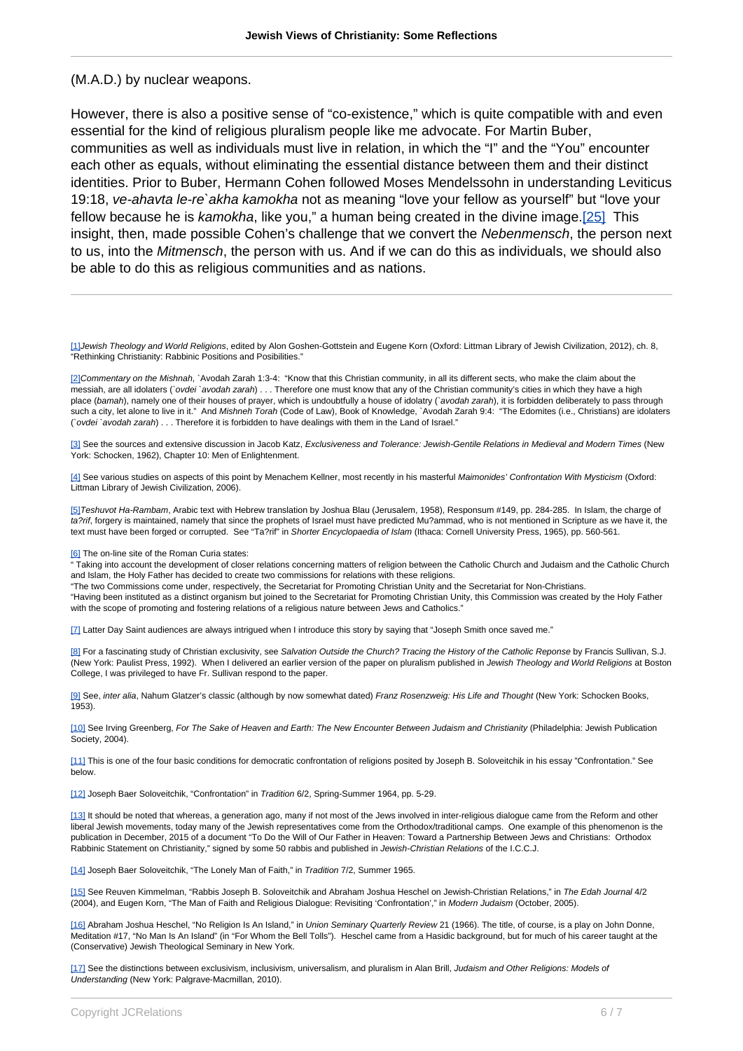(M.A.D.) by nuclear weapons.

However, there is also a positive sense of "co-existence," which is quite compatible with and even essential for the kind of religious pluralism people like me advocate. For Martin Buber, communities as well as individuals must live in relation, in which the "I" and the "You" encounter each other as equals, without eliminating the essential distance between them and their distinct identities. Prior to Buber, Hermann Cohen followed Moses Mendelssohn in understanding Leviticus 19:18, *ve-ahavta le-re`akha kamokha* not as meaning "love your fellow as yourself" but "love your fellow because he is *kamokha*, like you," a human being created in the divine image.[25] This insight, then, made possible Cohen's challenge that we convert the *Nebenmensch*, the person next to us, into the *Mitmensch*, the person with us. And if we can do this as individuals, we should also be able to do this as religious communities and as nations.

---

[1] *Jewish Theology and World Religions*, edited by Alon Goshen-Gottstein and Eugene Korn (Oxford: Littman Library of Jewish Civilization, 2012), ch. 8, "Rethinking Christianity: Rabbinic Positions and Posibilities."

[2] *Commentary on the Mishnah*, `Avodah Zarah 1:3-4: "Know that this Christian community, in all its different sects, who make the claim about the messiah, are all idolaters (`*ovdei `avodah zarah*) . . . Therefore one must know that any of the Christian community's cities in which they have a high place (*bamah*), namely one of their houses of prayer, which is undoubtfully a house of idolatry (`*avodah zarah*), it is forbidden deliberately to pass through such a city, let alone to live in it." And *Mishneh Torah* (Code of Law), Book of Knowledge, `Avodah Zarah 9:4: "The Edomites (i.e., Christians) are idolaters (`*ovdei `avodah zarah*) . . . Therefore it is forbidden to have dealings with them in the Land of Israel."

[3] See the sources and extensive discussion in Jacob Katz, *Exclusiveness and Tolerance: Jewish-Gentile Relations in Medieval and Modern Times* (New York: Schocken, 1962), Chapter 10: Men of Enlightenment.

[4] See various studies on aspects of this point by Menachem Kellner, most recently in his masterful *Maimonides' Confrontation With Mysticism* (Oxford: Littman Library of Jewish Civilization, 2006).

[5] *Teshuvot Ha-Rambam*, Arabic text with Hebrew translation by Joshua Blau (Jerusalem, 1958), Responsum #149, pp. 284-285. In Islam, the charge of *ta?rif*, forgery is maintained, namely that since the prophets of Israel must have predicted Mu?ammad, who is not mentioned in Scripture as we have it, the text must have been forged or corrupted. See "Ta?rif" in *Shorter Encyclopaedia of Islam* (Ithaca: Cornell University Press, 1965), pp. 560-561.

[6] The on-line site of the Roman Curia states:
" Taking into account the development of closer relations concerning matters of religion between the Catholic Church and Judaism and the Catholic Church and Islam, the Holy Father has decided to create two commissions for relations with these religions.
"The two Commissions come under, respectively, the Secretariat for Promoting Christian Unity and the Secretariat for Non-Christians.
"Having been instituted as a distinct organism but joined to the Secretariat for Promoting Christian Unity, this Commission was created by the Holy Father with the scope of promoting and fostering relations of a religious nature between Jews and Catholics."

[7] Latter Day Saint audiences are always intrigued when I introduce this story by saying that "Joseph Smith once saved me."

[8] For a fascinating study of Christian exclusivity, see *Salvation Outside the Church? Tracing the History of the Catholic Reponse* by Francis Sullivan, S.J. (New York: Paulist Press, 1992). When I delivered an earlier version of the paper on pluralism published in *Jewish Theology and World Religions* at Boston College, I was privileged to have Fr. Sullivan respond to the paper.

[9] See, *inter alia*, Nahum Glatzer's classic (although by now somewhat dated) *Franz Rosenzweig: His Life and Thought* (New York: Schocken Books, 1953).

[10] See Irving Greenberg, *For The Sake of Heaven and Earth: The New Encounter Between Judaism and Christianity* (Philadelphia: Jewish Publication Society, 2004).

[11] This is one of the four basic conditions for democratic confrontation of religions posited by Joseph B. Soloveitchik in his essay "Confrontation." See below.

[12] Joseph Baer Soloveitchik, "Confrontation" in *Tradition* 6/2, Spring-Summer 1964, pp. 5-29.

[13] It should be noted that whereas, a generation ago, many if not most of the Jews involved in inter-religious dialogue came from the Reform and other liberal Jewish movements, today many of the Jewish representatives come from the Orthodox/traditional camps. One example of this phenomenon is the publication in December, 2015 of a document "To Do the Will of Our Father in Heaven: Toward a Partnership Between Jews and Christians: Orthodox Rabbinic Statement on Christianity," signed by some 50 rabbis and published in *Jewish-Christian Relations* of the I.C.C.J.

[14] Joseph Baer Soloveitchik, "The Lonely Man of Faith," in *Tradition* 7/2, Summer 1965.

[15] See Reuven Kimmelman, "Rabbis Joseph B. Soloveitchik and Abraham Joshua Heschel on Jewish-Christian Relations," in *The Edah Journal* 4/2 (2004), and Eugen Korn, "The Man of Faith and Religious Dialogue: Revisiting 'Confrontation'," in *Modern Judaism* (October, 2005).

[16] Abraham Joshua Heschel, "No Religion Is An Island," in *Union Seminary Quarterly Review* 21 (1966). The title, of course, is a play on John Donne, Meditation #17, "No Man Is An Island" (in "For Whom the Bell Tolls"). Heschel came from a Hasidic background, but for much of his career taught at the (Conservative) Jewish Theological Seminary in New York.

[17] See the distinctions between exclusivism, inclusivism, universalism, and pluralism in Alan Brill, *Judaism and Other Religions: Models of Understanding* (New York: Palgrave-Macmillan, 2010).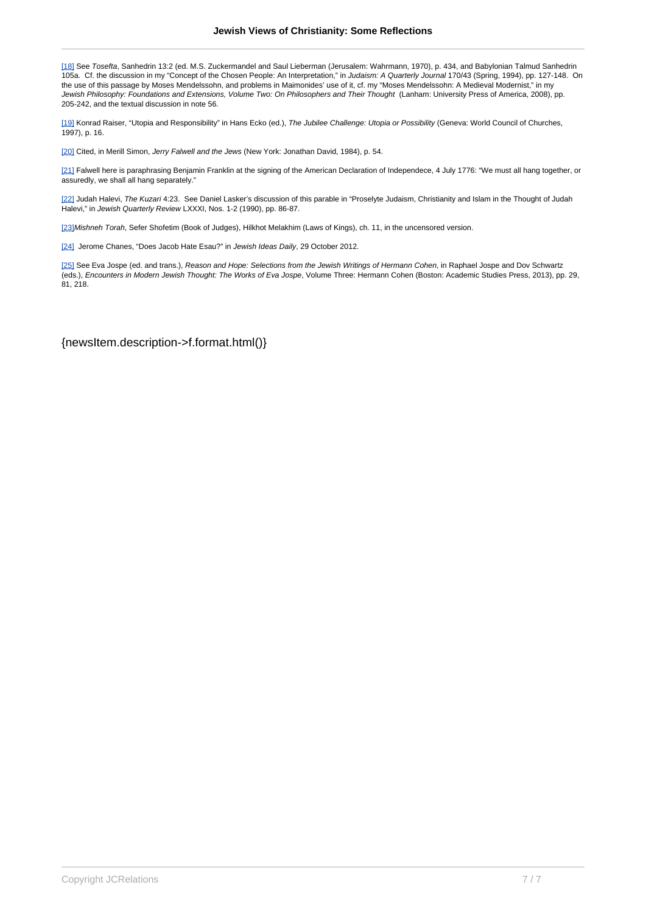[18] See *Tosefta*, Sanhedrin 13:2 (ed. M.S. Zuckermandel and Saul Lieberman (Jerusalem: Wahrmann, 1970), p. 434, and Babylonian Talmud Sanhedrin 105a. Cf. the discussion in my "Concept of the Chosen People: An Interpretation," in *Judaism: A Quarterly Journal* 170/43 (Spring, 1994), pp. 127-148. On the use of this passage by Moses Mendelssohn, and problems in Maimonides' use of it, cf. my "Moses Mendelssohn: A Medieval Modernist," in my *Jewish Philosophy: Foundations and Extensions, Volume Two: On Philosophers and Their Thought* (Lanham: University Press of America, 2008), pp. 205-242, and the textual discussion in note 56.

[19] Konrad Raiser, "Utopia and Responsibility" in Hans Ecko (ed.), *The Jubilee Challenge: Utopia or Possibility* (Geneva: World Council of Churches, 1997), p. 16.

[20] Cited, in Merill Simon, *Jerry Falwell and the Jews* (New York: Jonathan David, 1984), p. 54.

[21] Falwell here is paraphrasing Benjamin Franklin at the signing of the American Declaration of Independece, 4 July 1776: "We must all hang together, or assuredly, we shall all hang separately."

[22] Judah Halevi, *The Kuzari* 4:23. See Daniel Lasker's discussion of this parable in "Proselyte Judaism, Christianity and Islam in the Thought of Judah Halevi," in *Jewish Quarterly Review* LXXXI, Nos. 1-2 (1990), pp. 86-87.

[23]*Mishneh Torah*, Sefer Shofetim (Book of Judges), Hilkhot Melakhim (Laws of Kings), ch. 11, in the uncensored version.

[24] Jerome Chanes, "Does Jacob Hate Esau?" in *Jewish Ideas Daily*, 29 October 2012.

[25] See Eva Jospe (ed. and trans.), *Reason and Hope: Selections from the Jewish Writings of Hermann Cohen*, in Raphael Jospe and Dov Schwartz (eds.), *Encounters in Modern Jewish Thought: The Works of Eva Jospe*, Volume Three: Hermann Cohen (Boston: Academic Studies Press, 2013), pp. 29, 81, 218.

{newsItem.description->f.format.html()}